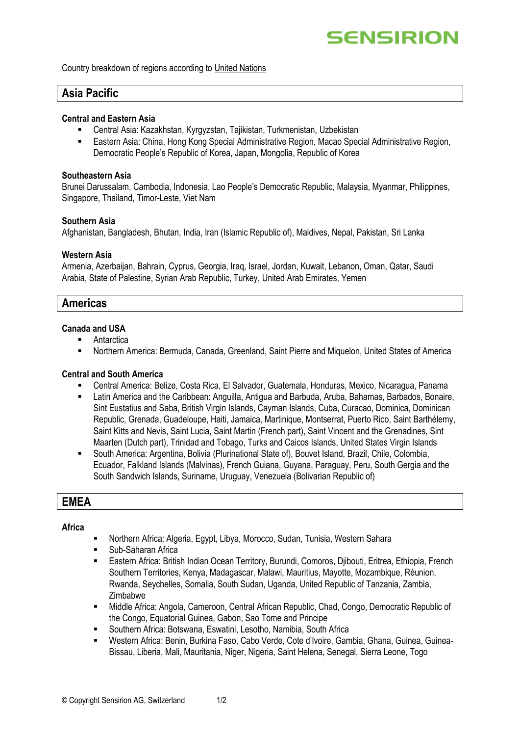Country breakdown of regions according to United Nations

## Asia Pacific

**Central and Eastern Asia**

- Central Asia: Kazakhstan, Kyrgyzstan, Tajikistan, Turkmenistan, Uzbekistan
- Eastern Asia: China, Hong Kong Special Administrative Region, Macao Special Administrative Region, Democratic People's Republic of Korea, Japan, Mongolia, Republic of Korea

**Southeastern Asia**

Brunei Darussalam, Cambodia, Indonesia, Lao People's Democratic Republic, Malaysia, Myanmar, Philippines, Singapore, Thailand, Timor-Leste, Viet Nam

**Southern Asia**

Afghanistan, Bangladesh, Bhutan, India, Iran (Islamic Republic of), Maldives, Nepal, Pakistan, Sri Lanka

**Western Asia**

Armenia, Azerbaijan, Bahrain, Cyprus, Georgia, Iraq, Israel, Jordan, Kuwait, Lebanon, Oman, Qatar, Saudi Arabia, State of Palestine, Syrian Arab Republic, Turkey, United Arab Emirates, Yemen

## Americas

**Canada and USA**

- Antarctica
- Northern America: Bermuda, Canada, Greenland, Saint Pierre and Miquelon, United States of America

**Central and South America**

- Central America: Belize, Costa Rica, El Salvador, Guatemala, Honduras, Mexico, Nicaragua, Panama
- Latin America and the Caribbean: Anguilla, Antigua and Barbuda, Aruba, Bahamas, Barbados, Bonaire, Sint Eustatius and Saba, British Virgin Islands, Cayman Islands, Cuba, Curacao, Dominica, Dominican Republic, Grenada, Guadeloupe, Haiti, Jamaica, Martinique, Montserrat, Puerto Rico, Saint Barthélemy, Saint Kitts and Nevis, Saint Lucia, Saint Martin (French part), Saint Vincent and the Grenadines, Sint Maarten (Dutch part), Trinidad and Tobago, Turks and Caicos Islands, United States Virgin Islands
- South America: Argentina, Bolivia (Plurinational State of), Bouvet Island, Brazil, Chile, Colombia, Ecuador, Falkland Islands (Malvinas), French Guiana, Guyana, Paraguay, Peru, South Gergia and the South Sandwich Islands, Suriname, Uruguay, Venezuela (Bolivarian Republic of)

## EMEA

**Africa**

- Northern Africa: Algeria, Egypt, Libya, Morocco, Sudan, Tunisia, Western Sahara
- Sub-Saharan Africa
- Eastern Africa: British Indian Ocean Territory, Burundi, Comoros, Djibouti, Eritrea, Ethiopia, French Southern Territories, Kenya, Madagascar, Malawi, Mauritius, Mayotte, Mozambique, Réunion, Rwanda, Seychelles, Somalia, South Sudan, Uganda, United Republic of Tanzania, Zambia, Zimbabwe
- Middle Africa: Angola, Cameroon, Central African Republic, Chad, Congo, Democratic Republic of the Congo, Equatorial Guinea, Gabon, Sao Tome and Principe
- Southern Africa: Botswana, Eswatini, Lesotho, Namibia, South Africa
- Western Africa: Benin, Burkina Faso, Cabo Verde, Cote d'Ivoire, Gambia, Ghana, Guinea, Guinea-Bissau, Liberia, Mali, Mauritania, Niger, Nigeria, Saint Helena, Senegal, Sierra Leone, Togo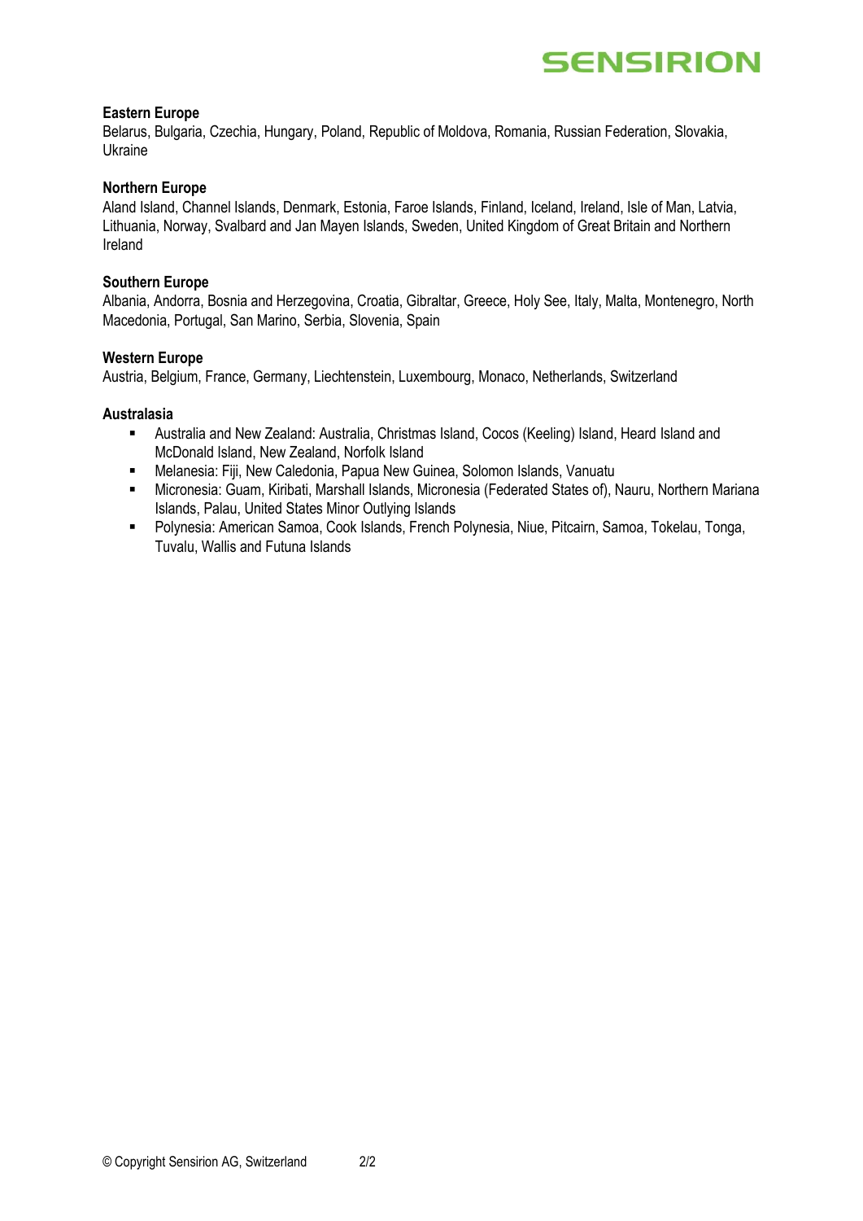**Eastern Europe**
Belarus, Bulgaria, Czechia, Hungary, Poland, Republic of Moldova, Romania, Russian Federation, Slovakia, Ukraine

**Northern Europe**
Aland Island, Channel Islands, Denmark, Estonia, Faroe Islands, Finland, Iceland, Ireland, Isle of Man, Latvia, Lithuania, Norway, Svalbard and Jan Mayen Islands, Sweden, United Kingdom of Great Britain and Northern Ireland

**Southern Europe**
Albania, Andorra, Bosnia and Herzegovina, Croatia, Gibraltar, Greece, Holy See, Italy, Malta, Montenegro, North Macedonia, Portugal, San Marino, Serbia, Slovenia, Spain

**Western Europe**
Austria, Belgium, France, Germany, Liechtenstein, Luxembourg, Monaco, Netherlands, Switzerland

**Australasia**

- Australia and New Zealand: Australia, Christmas Island, Cocos (Keeling) Island, Heard Island and McDonald Island, New Zealand, Norfolk Island
- Melanesia: Fiji, New Caledonia, Papua New Guinea, Solomon Islands, Vanuatu
- Micronesia: Guam, Kiribati, Marshall Islands, Micronesia (Federated States of), Nauru, Northern Mariana Islands, Palau, United States Minor Outlying Islands
- Polynesia: American Samoa, Cook Islands, French Polynesia, Niue, Pitcairn, Samoa, Tokelau, Tonga, Tuvalu, Wallis and Futuna Islands